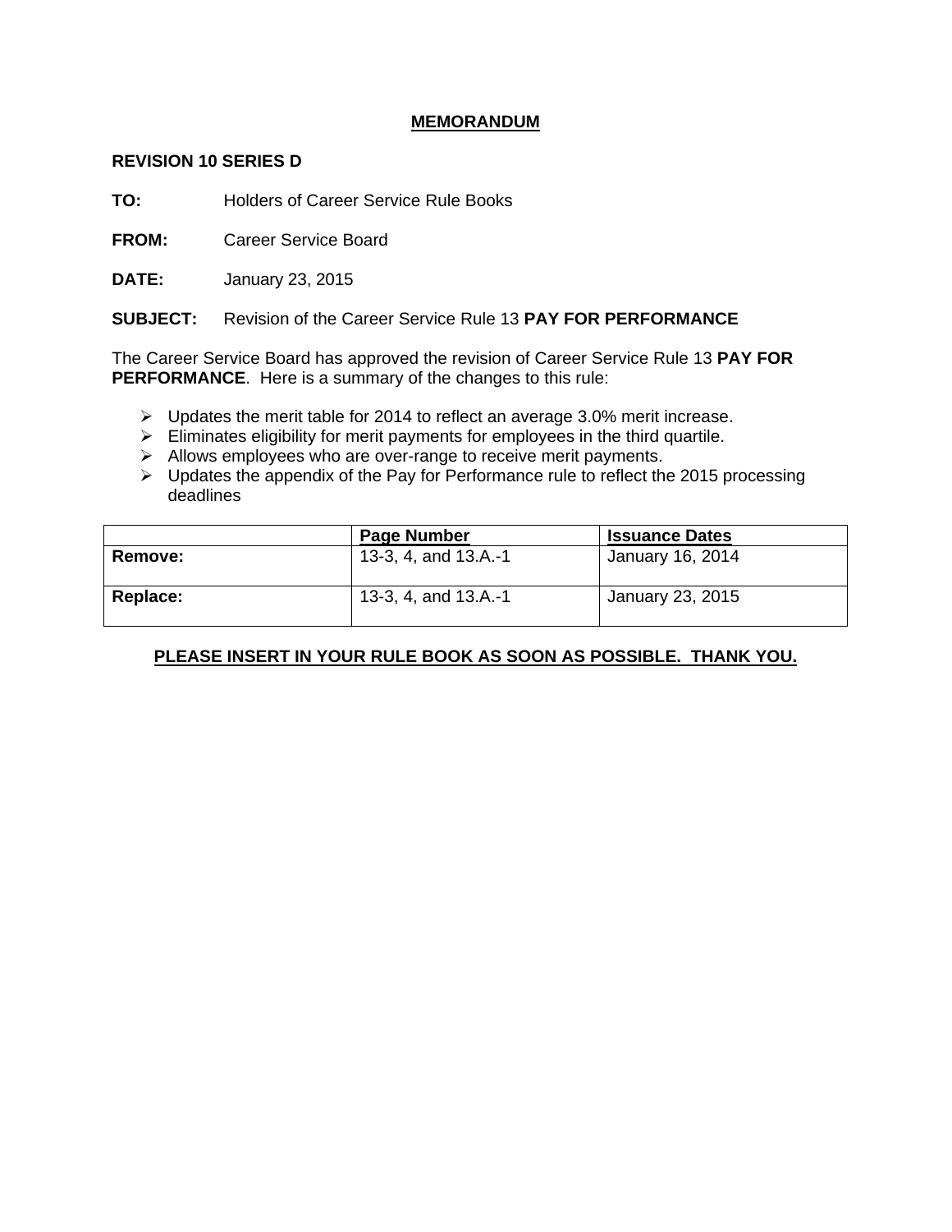# MEMORANDUM

**REVISION 10 SERIES D**

**TO:** Holders of Career Service Rule Books

**FROM:** Career Service Board

**DATE:** January 23, 2015

**SUBJECT:** Revision of the Career Service Rule 13 **PAY FOR PERFORMANCE**

The Career Service Board has approved the revision of Career Service Rule 13 **PAY FOR PERFORMANCE**. Here is a summary of the changes to this rule:

- Updates the merit table for 2014 to reflect an average 3.0% merit increase.
- Eliminates eligibility for merit payments for employees in the third quartile.
- Allows employees who are over-range to receive merit payments.
- Updates the appendix of the Pay for Performance rule to reflect the 2015 processing deadlines

| | Page Number | Issuance Dates |
|---|---|---|
| **Remove:** | 13-3, 4, and 13.A.-1 | January 16, 2014 |
| **Replace:** | 13-3, 4, and 13.A.-1 | January 23, 2015 |

**PLEASE INSERT IN YOUR RULE BOOK AS SOON AS POSSIBLE. THANK YOU.**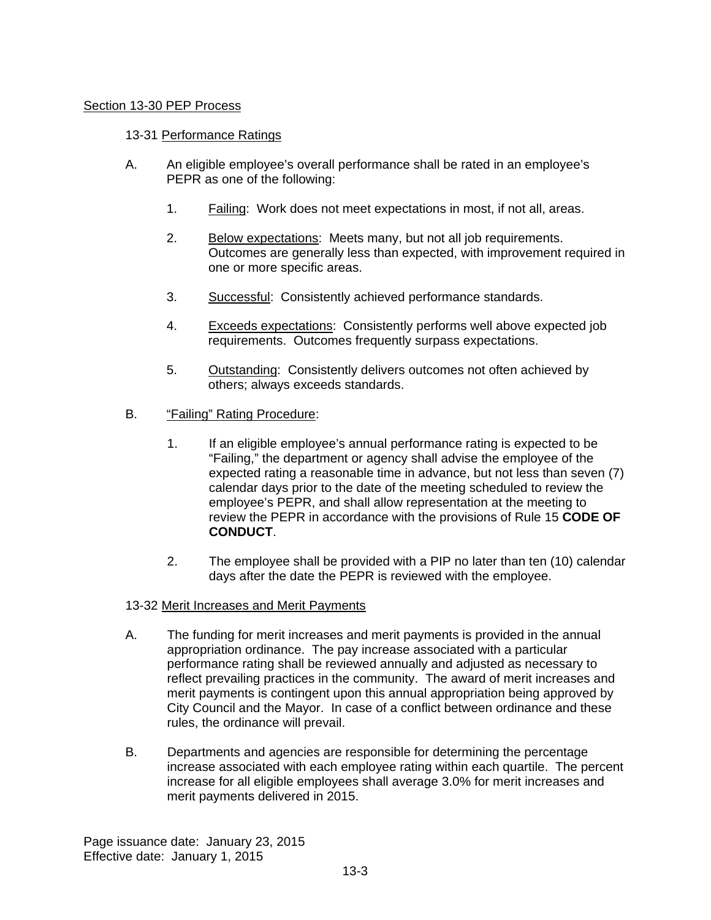## Section 13-30 PEP Process

### 13-31 Performance Ratings

A. An eligible employee's overall performance shall be rated in an employee's PEPR as one of the following:

1. Failing: Work does not meet expectations in most, if not all, areas.

2. Below expectations: Meets many, but not all job requirements. Outcomes are generally less than expected, with improvement required in one or more specific areas.

3. Successful: Consistently achieved performance standards.

4. Exceeds expectations: Consistently performs well above expected job requirements. Outcomes frequently surpass expectations.

5. Outstanding: Consistently delivers outcomes not often achieved by others; always exceeds standards.

B. "Failing" Rating Procedure:

1. If an eligible employee's annual performance rating is expected to be "Failing," the department or agency shall advise the employee of the expected rating a reasonable time in advance, but not less than seven (7) calendar days prior to the date of the meeting scheduled to review the employee's PEPR, and shall allow representation at the meeting to review the PEPR in accordance with the provisions of Rule 15 **CODE OF CONDUCT**.

2. The employee shall be provided with a PIP no later than ten (10) calendar days after the date the PEPR is reviewed with the employee.

### 13-32 Merit Increases and Merit Payments

A. The funding for merit increases and merit payments is provided in the annual appropriation ordinance. The pay increase associated with a particular performance rating shall be reviewed annually and adjusted as necessary to reflect prevailing practices in the community. The award of merit increases and merit payments is contingent upon this annual appropriation being approved by City Council and the Mayor. In case of a conflict between ordinance and these rules, the ordinance will prevail.

B. Departments and agencies are responsible for determining the percentage increase associated with each employee rating within each quartile. The percent increase for all eligible employees shall average 3.0% for merit increases and merit payments delivered in 2015.

Page issuance date: January 23, 2015
Effective date: January 1, 2015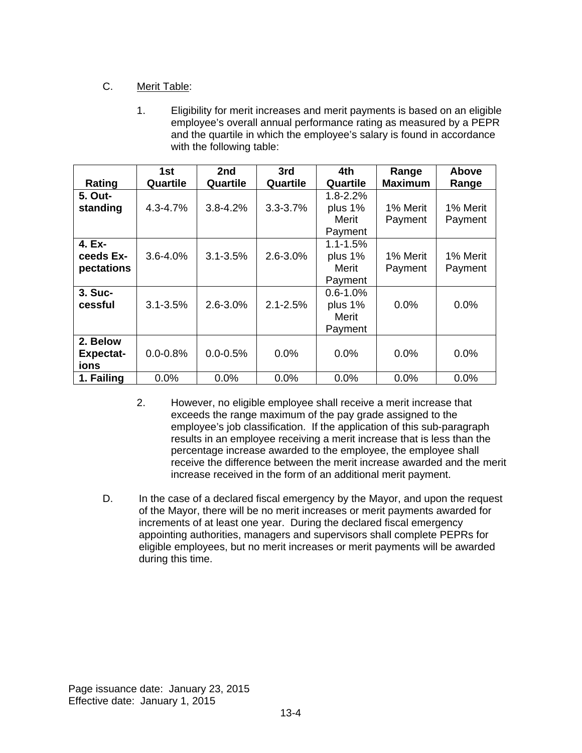C. Merit Table:

1. Eligibility for merit increases and merit payments is based on an eligible employee's overall annual performance rating as measured by a PEPR and the quartile in which the employee's salary is found in accordance with the following table:

| Rating | 1st Quartile | 2nd Quartile | 3rd Quartile | 4th Quartile | Range Maximum | Above Range |
|---|---|---|---|---|---|---|
| **5. Outstanding** | 4.3-4.7% | 3.8-4.2% | 3.3-3.7% | 1.8-2.2% plus 1% Merit Payment | 1% Merit Payment | 1% Merit Payment |
| **4. Exceeds Expectations** | 3.6-4.0% | 3.1-3.5% | 2.6-3.0% | 1.1-1.5% plus 1% Merit Payment | 1% Merit Payment | 1% Merit Payment |
| **3. Successful** | 3.1-3.5% | 2.6-3.0% | 2.1-2.5% | 0.6-1.0% plus 1% Merit Payment | 0.0% | 0.0% |
| **2. Below Expectations** | 0.0-0.8% | 0.0-0.5% | 0.0% | 0.0% | 0.0% | 0.0% |
| **1. Failing** | 0.0% | 0.0% | 0.0% | 0.0% | 0.0% | 0.0% |

2. However, no eligible employee shall receive a merit increase that exceeds the range maximum of the pay grade assigned to the employee's job classification. If the application of this sub-paragraph results in an employee receiving a merit increase that is less than the percentage increase awarded to the employee, the employee shall receive the difference between the merit increase awarded and the merit increase received in the form of an additional merit payment.

D. In the case of a declared fiscal emergency by the Mayor, and upon the request of the Mayor, there will be no merit increases or merit payments awarded for increments of at least one year. During the declared fiscal emergency appointing authorities, managers and supervisors shall complete PEPRs for eligible employees, but no merit increases or merit payments will be awarded during this time.

Page issuance date: January 23, 2015
Effective date: January 1, 2015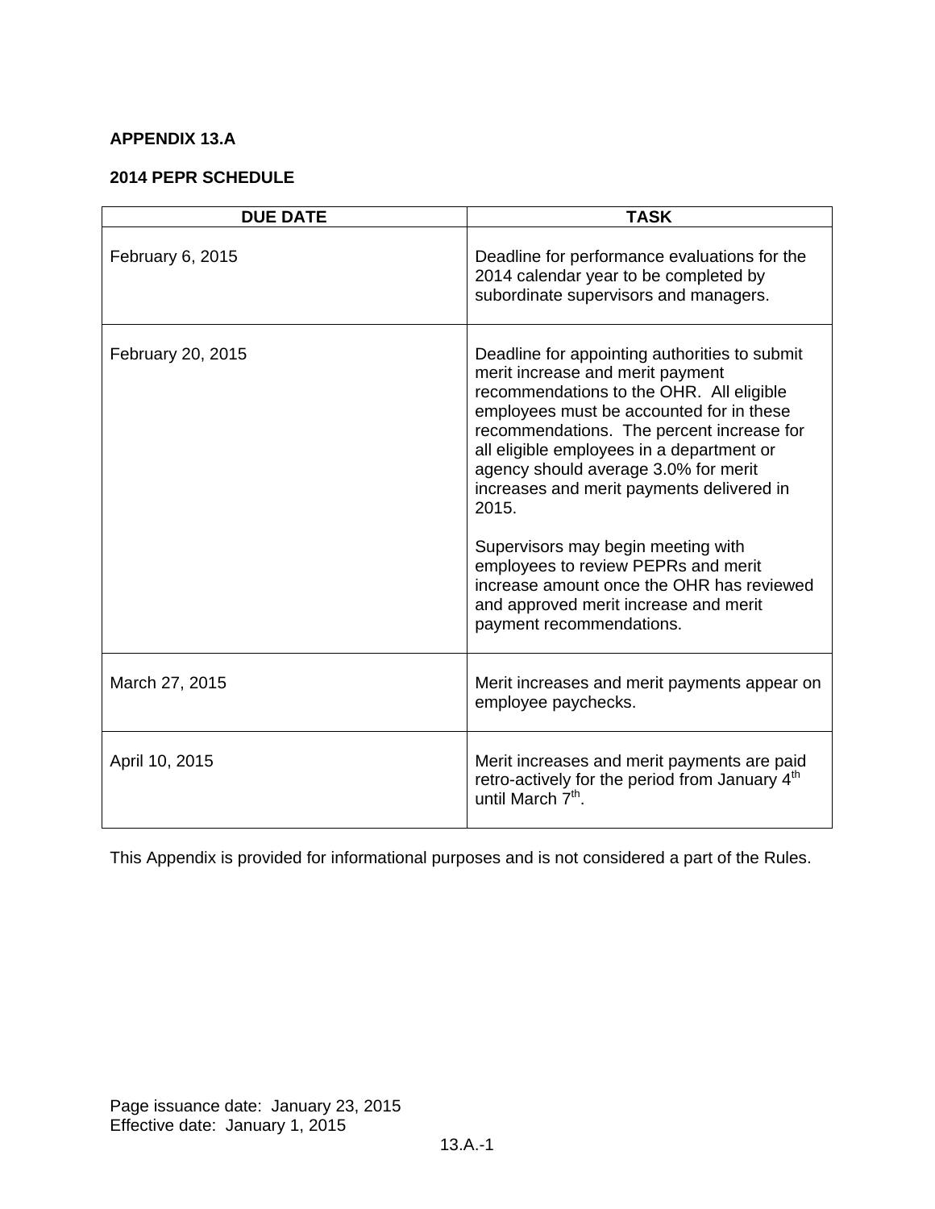**APPENDIX 13.A**

**2014 PEPR SCHEDULE**

| DUE DATE | TASK |
|---|---|
| February 6, 2015 | Deadline for performance evaluations for the 2014 calendar year to be completed by subordinate supervisors and managers. |
| February 20, 2015 | Deadline for appointing authorities to submit merit increase and merit payment recommendations to the OHR. All eligible employees must be accounted for in these recommendations. The percent increase for all eligible employees in a department or agency should average 3.0% for merit increases and merit payments delivered in 2015.<br><br>Supervisors may begin meeting with employees to review PEPRs and merit increase amount once the OHR has reviewed and approved merit increase and merit payment recommendations. |
| March 27, 2015 | Merit increases and merit payments appear on employee paychecks. |
| April 10, 2015 | Merit increases and merit payments are paid retro-actively for the period from January 4th until March 7th. |

This Appendix is provided for informational purposes and is not considered a part of the Rules.

Page issuance date: January 23, 2015
Effective date: January 1, 2015